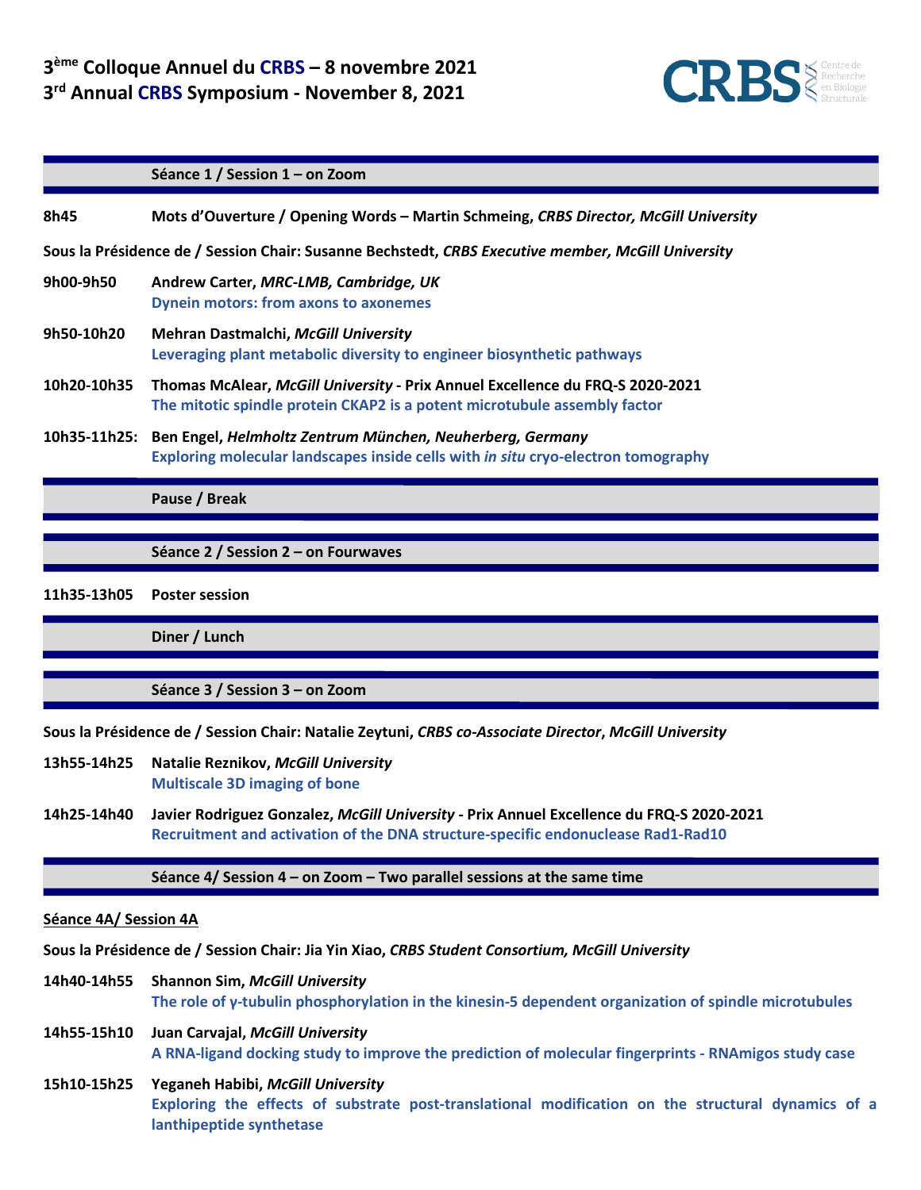# 3[ème] Colloque Annuel du CRBS – 8 novembre 2021
# 3[rd] Annual CRBS Symposium - November 8, 2021

CRBS Centre de Recherche en Biologie Structurale

## Séance 1 / Session 1 – on Zoom

**8h45** **Mots d'Ouverture / Opening Words – Martin Schmeing, *CRBS Director, McGill University***

**Sous la Présidence de / Session Chair: Susanne Bechstedt, *CRBS Executive member, McGill University***

**9h00-9h50** **Andrew Carter, *MRC-LMB, Cambridge, UK***
**Dynein motors: from axons to axonemes**

**9h50-10h20** **Mehran Dastmalchi, *McGill University***
**Leveraging plant metabolic diversity to engineer biosynthetic pathways**

**10h20-10h35** **Thomas McAlear, *McGill University* - Prix Annuel Excellence du FRQ-S 2020-2021**
**The mitotic spindle protein CKAP2 is a potent microtubule assembly factor**

**10h35-11h25:** **Ben Engel, *Helmholtz Zentrum München, Neuherberg, Germany***
**Exploring molecular landscapes inside cells with *in situ* cryo-electron tomography**

## Pause / Break

## Séance 2 / Session 2 – on Fourwaves

**11h35-13h05** **Poster session**

## Diner / Lunch

## Séance 3 / Session 3 – on Zoom

**Sous la Présidence de / Session Chair: Natalie Zeytuni, *CRBS co-Associate Director*, *McGill University***

**13h55-14h25** **Natalie Reznikov, *McGill University***
**Multiscale 3D imaging of bone**

**14h25-14h40** **Javier Rodriguez Gonzalez, *McGill University* - Prix Annuel Excellence du FRQ-S 2020-2021**
**Recruitment and activation of the DNA structure-specific endonuclease Rad1-Rad10**

## Séance 4/ Session 4 – on Zoom – Two parallel sessions at the same time

### Séance 4A/ Session 4A

**Sous la Présidence de / Session Chair: Jia Yin Xiao, *CRBS Student Consortium, McGill University***

**14h40-14h55** **Shannon Sim, *McGill University***
**The role of γ-tubulin phosphorylation in the kinesin-5 dependent organization of spindle microtubules**

**14h55-15h10** **Juan Carvajal, *McGill University***
**A RNA-ligand docking study to improve the prediction of molecular fingerprints - RNAmigos study case**

**15h10-15h25** **Yeganeh Habibi, *McGill University***
**Exploring the effects of substrate post-translational modification on the structural dynamics of a lanthipeptide synthetase**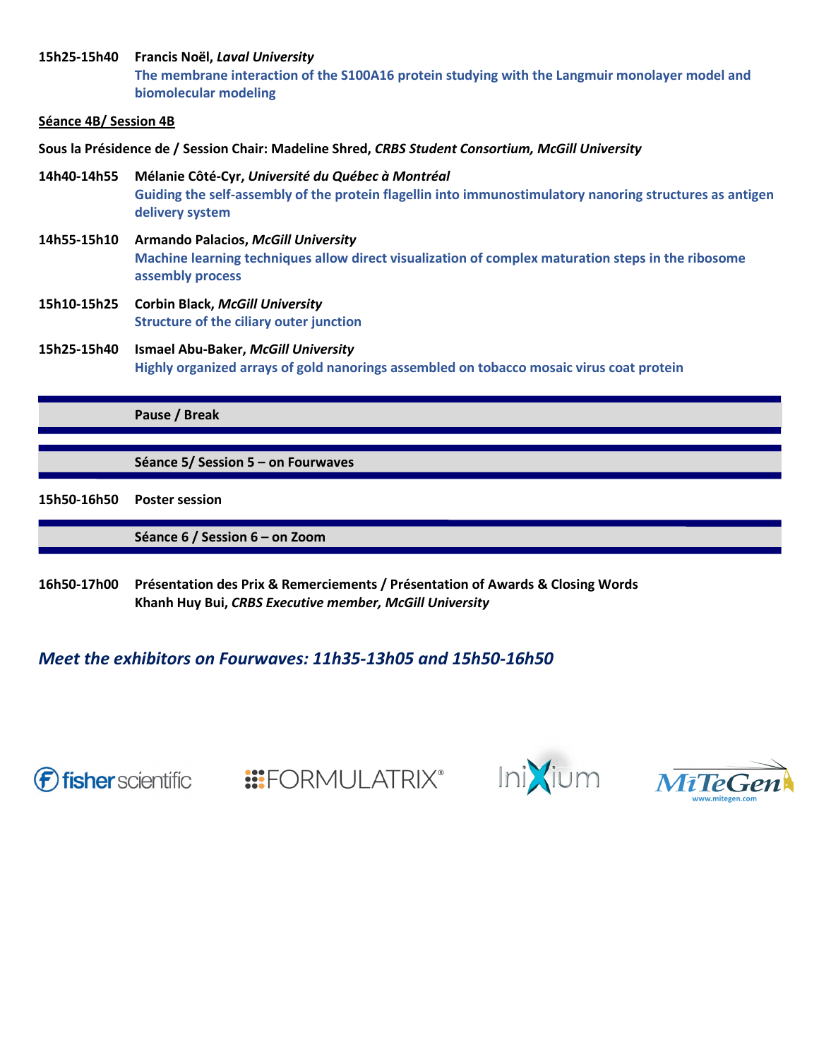**15h25-15h40** **Francis Noël, *Laval University***
**The membrane interaction of the S100A16 protein studying with the Langmuir monolayer model and biomolecular modeling**

**Séance 4B/ Session 4B**

**Sous la Présidence de / Session Chair: Madeline Shred, *CRBS Student Consortium, McGill University***

**14h40-14h55** **Mélanie Côté-Cyr, *Université du Québec à Montréal***
**Guiding the self-assembly of the protein flagellin into immunostimulatory nanoring structures as antigen delivery system**

**14h55-15h10** **Armando Palacios, *McGill University***
**Machine learning techniques allow direct visualization of complex maturation steps in the ribosome assembly process**

**15h10-15h25** **Corbin Black, *McGill University***
**Structure of the ciliary outer junction**

**15h25-15h40** **Ismael Abu-Baker, *McGill University***
**Highly organized arrays of gold nanorings assembled on tobacco mosaic virus coat protein**

**Pause / Break**

**Séance 5/ Session 5 – on Fourwaves**

**15h50-16h50** **Poster session**

**Séance 6 / Session 6 – on Zoom**

**16h50-17h00** **Présentation des Prix & Remerciements / Présentation of Awards & Closing Words**
**Khanh Huy Bui, *CRBS Executive member, McGill University***

***Meet the exhibitors on Fourwaves: 11h35-13h05 and 15h50-16h50***

fisher scientific FORMULATRIX® IniXium MiTeGen www.mitegen.com